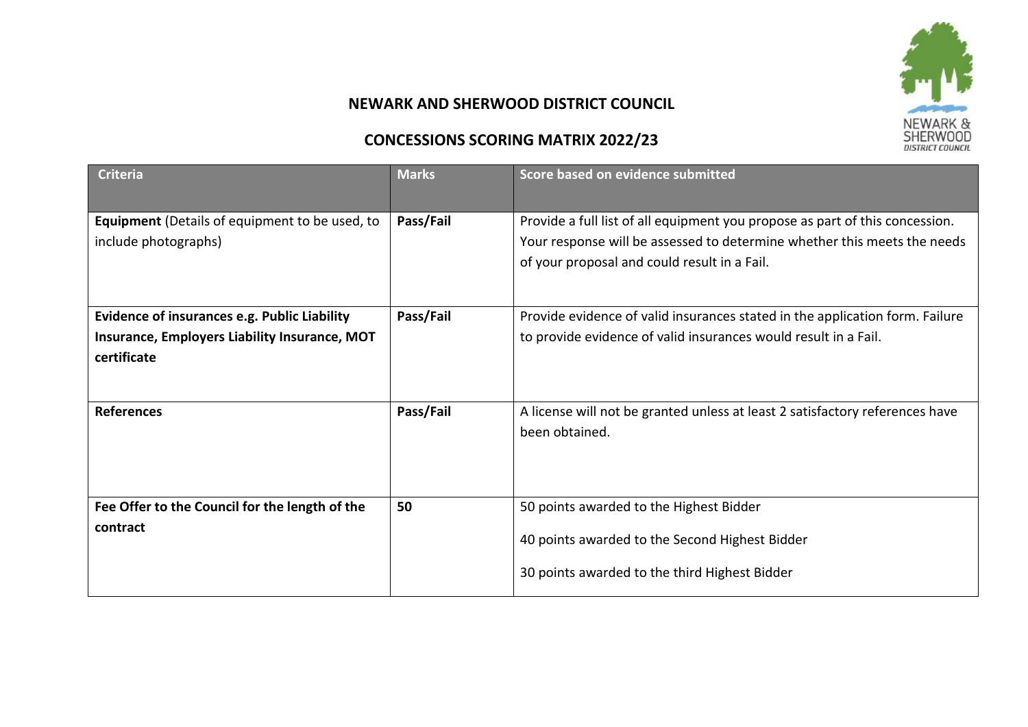# NEWARK AND SHERWOOD DISTRICT COUNCIL

## CONCESSIONS SCORING MATRIX 2022/23

| Criteria | Marks | Score based on evidence submitted |
| --- | --- | --- |
| **Equipment** (Details of equipment to be used, to include photographs) | **Pass/Fail** | Provide a full list of all equipment you propose as part of this concession. Your response will be assessed to determine whether this meets the needs of your proposal and could result in a Fail. |
| **Evidence of insurances e.g. Public Liability Insurance, Employers Liability Insurance, MOT certificate** | **Pass/Fail** | Provide evidence of valid insurances stated in the application form. Failure to provide evidence of valid insurances would result in a Fail. |
| **References** | **Pass/Fail** | A license will not be granted unless at least 2 satisfactory references have been obtained. |
| **Fee Offer to the Council for the length of the contract** | **50** | 50 points awarded to the Highest Bidder<br><br>40 points awarded to the Second Highest Bidder<br><br>30 points awarded to the third Highest Bidder |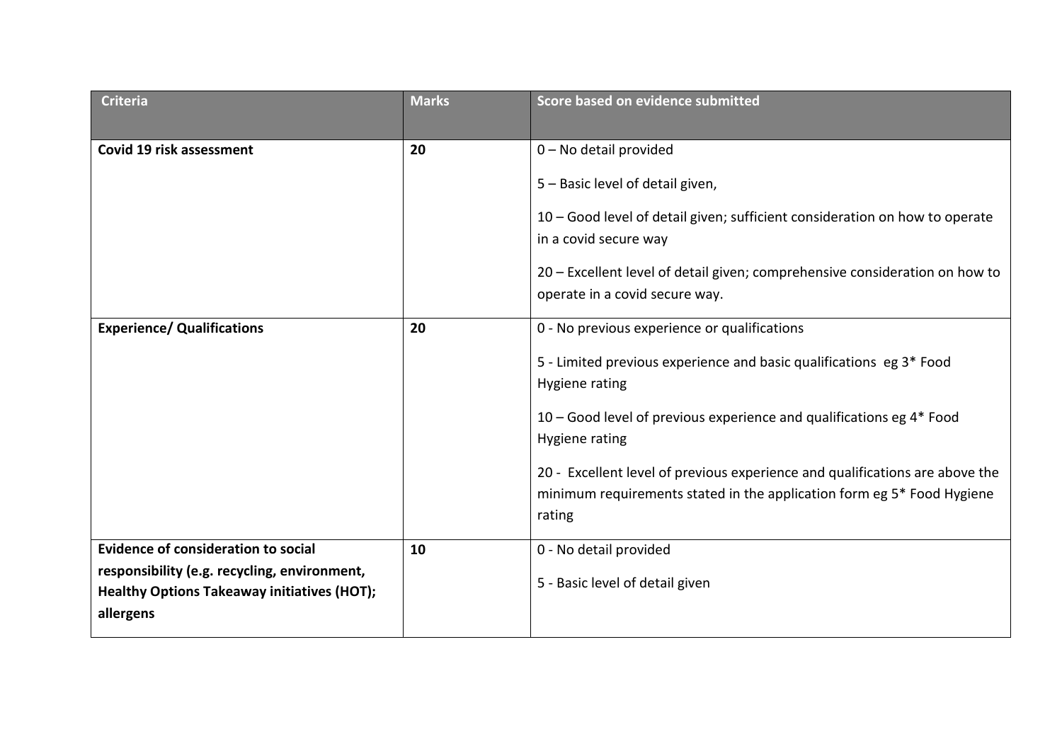| Criteria | Marks | Score based on evidence submitted |
|---|---|---|
| **Covid 19 risk assessment** | **20** | 0 – No detail provided<br><br>5 – Basic level of detail given,<br><br>10 – Good level of detail given; sufficient consideration on how to operate in a covid secure way<br><br>20 – Excellent level of detail given; comprehensive consideration on how to operate in a covid secure way. |
| **Experience/ Qualifications** | **20** | 0 - No previous experience or qualifications<br><br>5 - Limited previous experience and basic qualifications eg 3* Food Hygiene rating<br><br>10 – Good level of previous experience and qualifications eg 4* Food Hygiene rating<br><br>20 - Excellent level of previous experience and qualifications are above the minimum requirements stated in the application form eg 5* Food Hygiene rating |
| **Evidence of consideration to social responsibility (e.g. recycling, environment, Healthy Options Takeaway initiatives (HOT); allergens** | **10** | 0 - No detail provided<br><br>5 - Basic level of detail given |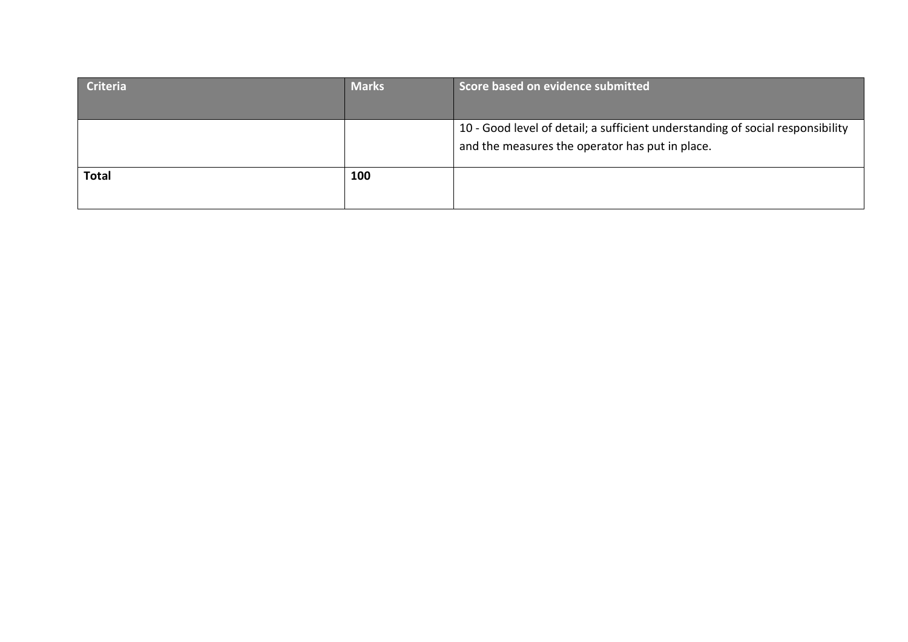| Criteria | Marks | Score based on evidence submitted |
|---|---|---|
| | | 10 - Good level of detail; a sufficient understanding of social responsibility and the measures the operator has put in place. |
| **Total** | **100** | |